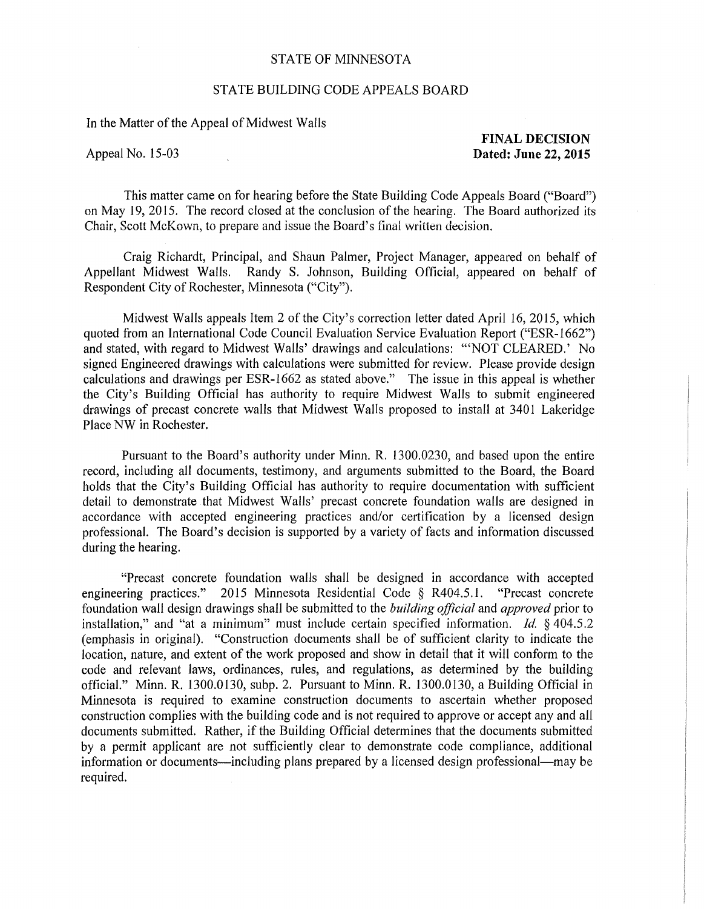STATE OF MINNESOTA

STATE BUILDING CODE APPEALS BOARD

In the Matter of the Appeal of Midwest Walls

Appeal No. 15-03

**FINAL DECISION**
**Dated: June 22, 2015**

This matter came on for hearing before the State Building Code Appeals Board ("Board") on May 19, 2015. The record closed at the conclusion of the hearing. The Board authorized its Chair, Scott McKown, to prepare and issue the Board's final written decision.

Craig Richardt, Principal, and Shaun Palmer, Project Manager, appeared on behalf of Appellant Midwest Walls. Randy S. Johnson, Building Official, appeared on behalf of Respondent City of Rochester, Minnesota ("City").

Midwest Walls appeals Item 2 of the City's correction letter dated April 16, 2015, which quoted from an International Code Council Evaluation Service Evaluation Report ("ESR-1662") and stated, with regard to Midwest Walls' drawings and calculations: "'NOT CLEARED.' No signed Engineered drawings with calculations were submitted for review. Please provide design calculations and drawings per ESR-1662 as stated above." The issue in this appeal is whether the City's Building Official has authority to require Midwest Walls to submit engineered drawings of precast concrete walls that Midwest Walls proposed to install at 3401 Lakeridge Place NW in Rochester.

Pursuant to the Board's authority under Minn. R. 1300.0230, and based upon the entire record, including all documents, testimony, and arguments submitted to the Board, the Board holds that the City's Building Official has authority to require documentation with sufficient detail to demonstrate that Midwest Walls' precast concrete foundation walls are designed in accordance with accepted engineering practices and/or certification by a licensed design professional. The Board's decision is supported by a variety of facts and information discussed during the hearing.

"Precast concrete foundation walls shall be designed in accordance with accepted engineering practices." 2015 Minnesota Residential Code § R404.5.1. "Precast concrete foundation wall design drawings shall be submitted to the *building official* and *approved* prior to installation," and "at a minimum" must include certain specified information. *Id.* § 404.5.2 (emphasis in original). "Construction documents shall be of sufficient clarity to indicate the location, nature, and extent of the work proposed and show in detail that it will conform to the code and relevant laws, ordinances, rules, and regulations, as determined by the building official." Minn. R. 1300.0130, subp. 2. Pursuant to Minn. R. 1300.0130, a Building Official in Minnesota is required to examine construction documents to ascertain whether proposed construction complies with the building code and is not required to approve or accept any and all documents submitted. Rather, if the Building Official determines that the documents submitted by a permit applicant are not sufficiently clear to demonstrate code compliance, additional information or documents—including plans prepared by a licensed design professional—may be required.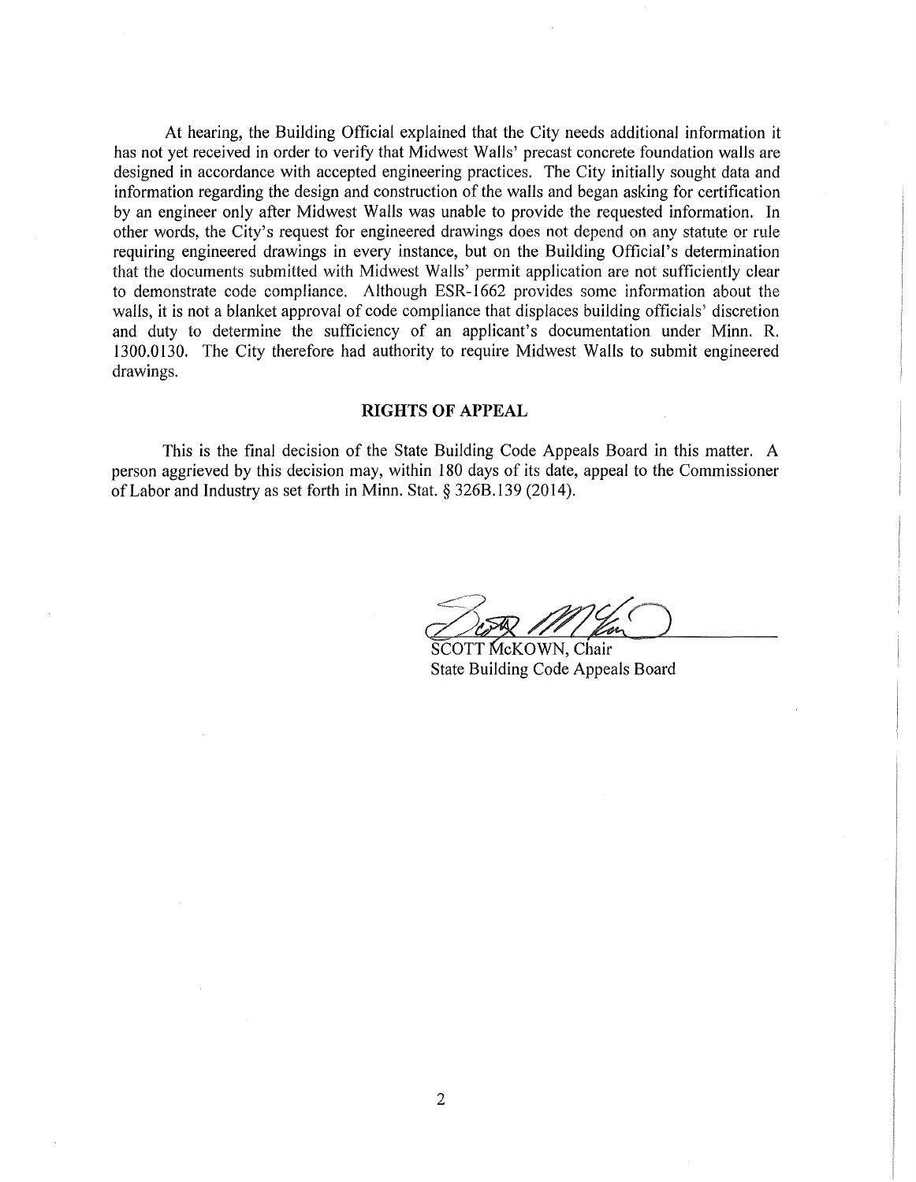At hearing, the Building Official explained that the City needs additional information it has not yet received in order to verify that Midwest Walls' precast concrete foundation walls are designed in accordance with accepted engineering practices. The City initially sought data and information regarding the design and construction of the walls and began asking for certification by an engineer only after Midwest Walls was unable to provide the requested information. In other words, the City's request for engineered drawings does not depend on any statute or rule requiring engineered drawings in every instance, but on the Building Official's determination that the documents submitted with Midwest Walls' permit application are not sufficiently clear to demonstrate code compliance. Although ESR-1662 provides some information about the walls, it is not a blanket approval of code compliance that displaces building officials' discretion and duty to determine the sufficiency of an applicant's documentation under Minn. R. 1300.0130. The City therefore had authority to require Midwest Walls to submit engineered drawings.

## RIGHTS OF APPEAL

This is the final decision of the State Building Code Appeals Board in this matter. A person aggrieved by this decision may, within 180 days of its date, appeal to the Commissioner of Labor and Industry as set forth in Minn. Stat. § 326B.139 (2014).

SCOTT McKOWN, Chair
State Building Code Appeals Board